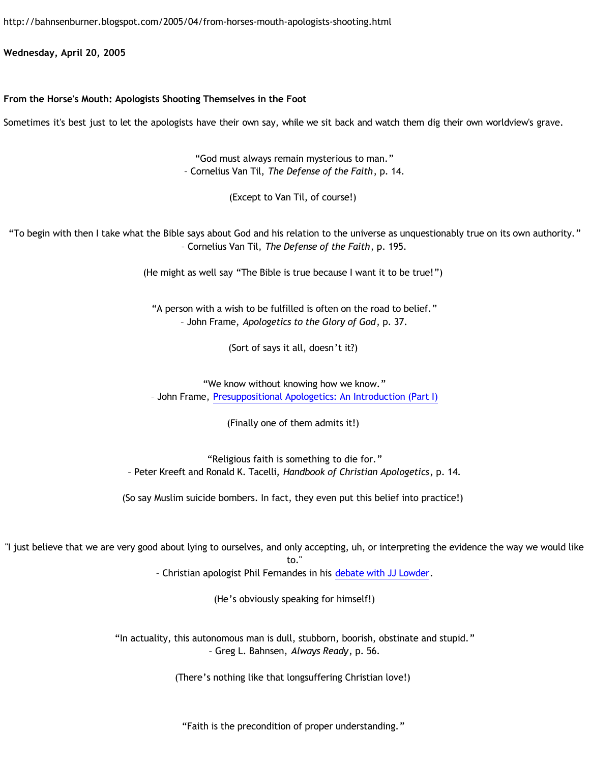http://bahnsenburner.blogspot.com/2005/04/from-horses-mouth-apologists-shooting.html

**Wednesday, April 20, 2005**

**From the Horse's Mouth: Apologists Shooting Themselves in the Foot**

Sometimes it's best just to let the apologists have their own say, while we sit back and watch them dig their own worldview's grave.

"God must always remain mysterious to man."
– Cornelius Van Til, *The Defense of the Faith*, p. 14.

(Except to Van Til, of course!)

"To begin with then I take what the Bible says about God and his relation to the universe as unquestionably true on its own authority."
– Cornelius Van Til, *The Defense of the Faith*, p. 195.

(He might as well say "The Bible is true because I want it to be true!")

"A person with a wish to be fulfilled is often on the road to belief."
– John Frame, *Apologetics to the Glory of God*, p. 37.

(Sort of says it all, doesn't it?)

"We know without knowing how we know."
– John Frame, [Presuppositional Apologetics: An Introduction (Part I)]

(Finally one of them admits it!)

"Religious faith is something to die for."
– Peter Kreeft and Ronald K. Tacelli, *Handbook of Christian Apologetics*, p. 14.

(So say Muslim suicide bombers. In fact, they even put this belief into practice!)

"I just believe that we are very good about lying to ourselves, and only accepting, uh, or interpreting the evidence the way we would like to."
– Christian apologist Phil Fernandes in his [debate with JJ Lowder].

(He's obviously speaking for himself!)

"In actuality, this autonomous man is dull, stubborn, boorish, obstinate and stupid."
– Greg L. Bahnsen, *Always Ready*, p. 56.

(There's nothing like that longsuffering Christian love!)

"Faith is the precondition of proper understanding."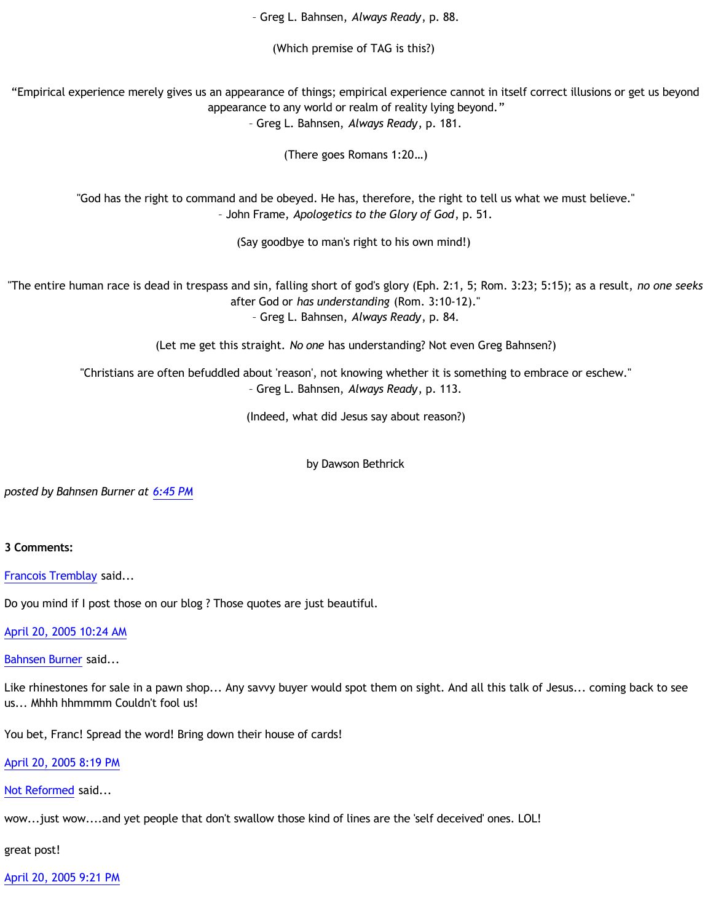– Greg L. Bahnsen, *Always Ready*, p. 88.

(Which premise of TAG is this?)

"Empirical experience merely gives us an appearance of things; empirical experience cannot in itself correct illusions or get us beyond appearance to any world or realm of reality lying beyond."
– Greg L. Bahnsen, *Always Ready*, p. 181.

(There goes Romans 1:20…)

"God has the right to command and be obeyed. He has, therefore, the right to tell us what we must believe."
– John Frame, *Apologetics to the Glory of God*, p. 51.

(Say goodbye to man's right to his own mind!)

"The entire human race is dead in trespass and sin, falling short of god's glory (Eph. 2:1, 5; Rom. 3:23; 5:15); as a result, *no one seeks* after God or *has understanding* (Rom. 3:10-12)."
– Greg L. Bahnsen, *Always Ready*, p. 84.

(Let me get this straight. *No one* has understanding? Not even Greg Bahnsen?)

"Christians are often befuddled about 'reason', not knowing whether it is something to embrace or eschew."
– Greg L. Bahnsen, *Always Ready*, p. 113.

(Indeed, what did Jesus say about reason?)

by Dawson Bethrick

*posted by Bahnsen Burner at* 6:45 PM

**3 Comments:**

Francois Tremblay said...

Do you mind if I post those on our blog ? Those quotes are just beautiful.

April 20, 2005 10:24 AM

Bahnsen Burner said...

Like rhinestones for sale in a pawn shop... Any savvy buyer would spot them on sight. And all this talk of Jesus... coming back to see us... Mhhh hhmmmm Couldn't fool us!

You bet, Franc! Spread the word! Bring down their house of cards!

April 20, 2005 8:19 PM

Not Reformed said...

wow...just wow....and yet people that don't swallow those kind of lines are the 'self deceived' ones. LOL!

great post!

April 20, 2005 9:21 PM